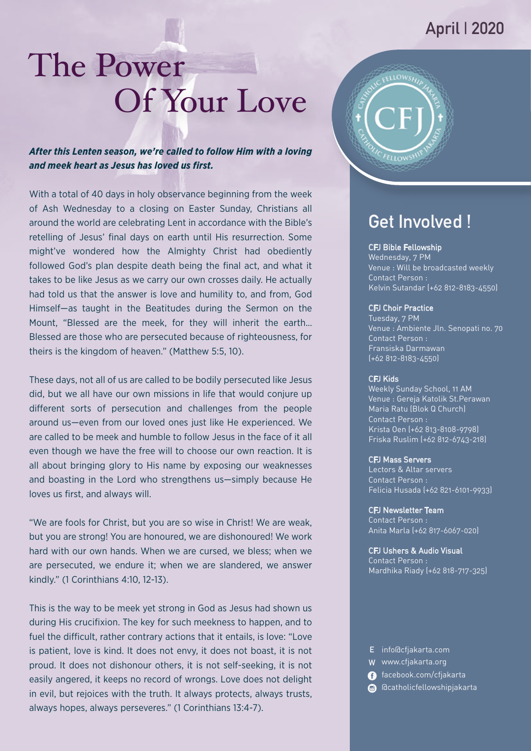April | 2020

# The Power Of Your Love

***After this Lenten season, we're called to follow Him with a loving and meek heart as Jesus has loved us first.***

With a total of 40 days in holy observance beginning from the week of Ash Wednesday to a closing on Easter Sunday, Christians all around the world are celebrating Lent in accordance with the Bible's retelling of Jesus' final days on earth until His resurrection. Some might've wondered how the Almighty Christ had obediently followed God's plan despite death being the final act, and what it takes to be like Jesus as we carry our own crosses daily. He actually had told us that the answer is love and humility to, and from, God Himself—as taught in the Beatitudes during the Sermon on the Mount, "Blessed are the meek, for they will inherit the earth... Blessed are those who are persecuted because of righteousness, for theirs is the kingdom of heaven." (Matthew 5:5, 10).

These days, not all of us are called to be bodily persecuted like Jesus did, but we all have our own missions in life that would conjure up different sorts of persecution and challenges from the people around us—even from our loved ones just like He experienced. We are called to be meek and humble to follow Jesus in the face of it all even though we have the free will to choose our own reaction. It is all about bringing glory to His name by exposing our weaknesses and boasting in the Lord who strengthens us—simply because He loves us first, and always will.

"We are fools for Christ, but you are so wise in Christ! We are weak, but you are strong! You are honoured, we are dishonoured! We work hard with our own hands. When we are cursed, we bless; when we are persecuted, we endure it; when we are slandered, we answer kindly." (1 Corinthians 4:10, 12-13).

This is the way to be meek yet strong in God as Jesus had shown us during His crucifixion. The key for such meekness to happen, and to fuel the difficult, rather contrary actions that it entails, is love: "Love is patient, love is kind. It does not envy, it does not boast, it is not proud. It does not dishonour others, it is not self-seeking, it is not easily angered, it keeps no record of wrongs. Love does not delight in evil, but rejoices with the truth. It always protects, always trusts, always hopes, always perseveres." (1 Corinthians 13:4-7).

## Get Involved !

**CFJ Bible Fellowship**
Wednesday, 7 PM
Venue : Will be broadcasted weekly
Contact Person :
Kelvin Sutandar (+62 812-8183-4550)

**CFJ Choir Practice**
Tuesday, 7 PM
Venue : Ambiente Jln. Senopati no. 70
Contact Person :
Fransiska Darmawan
(+62 812-8183-4550)

**CFJ Kids**
Weekly Sunday School, 11 AM
Venue : Gereja Katolik St.Perawan Maria Ratu (Blok Q Church)
Contact Person :
Krista Oen (+62 813-8108-9798)
Friska Ruslim (+62 812-6743-218)

**CFJ Mass Servers**
Lectors & Altar servers
Contact Person :
Felicia Husada (+62 821-6101-9933)

**CFJ Newsletter Team**
Contact Person :
Anita Marla (+62 817-6067-020)

**CFJ Ushers & Audio Visual**
Contact Person :
Mardhika Riady (+62 818-717-325)

E info@cfjakarta.com
W www.cfjakarta.org
facebook.com/cfjakarta
@catholicfellowshipjakarta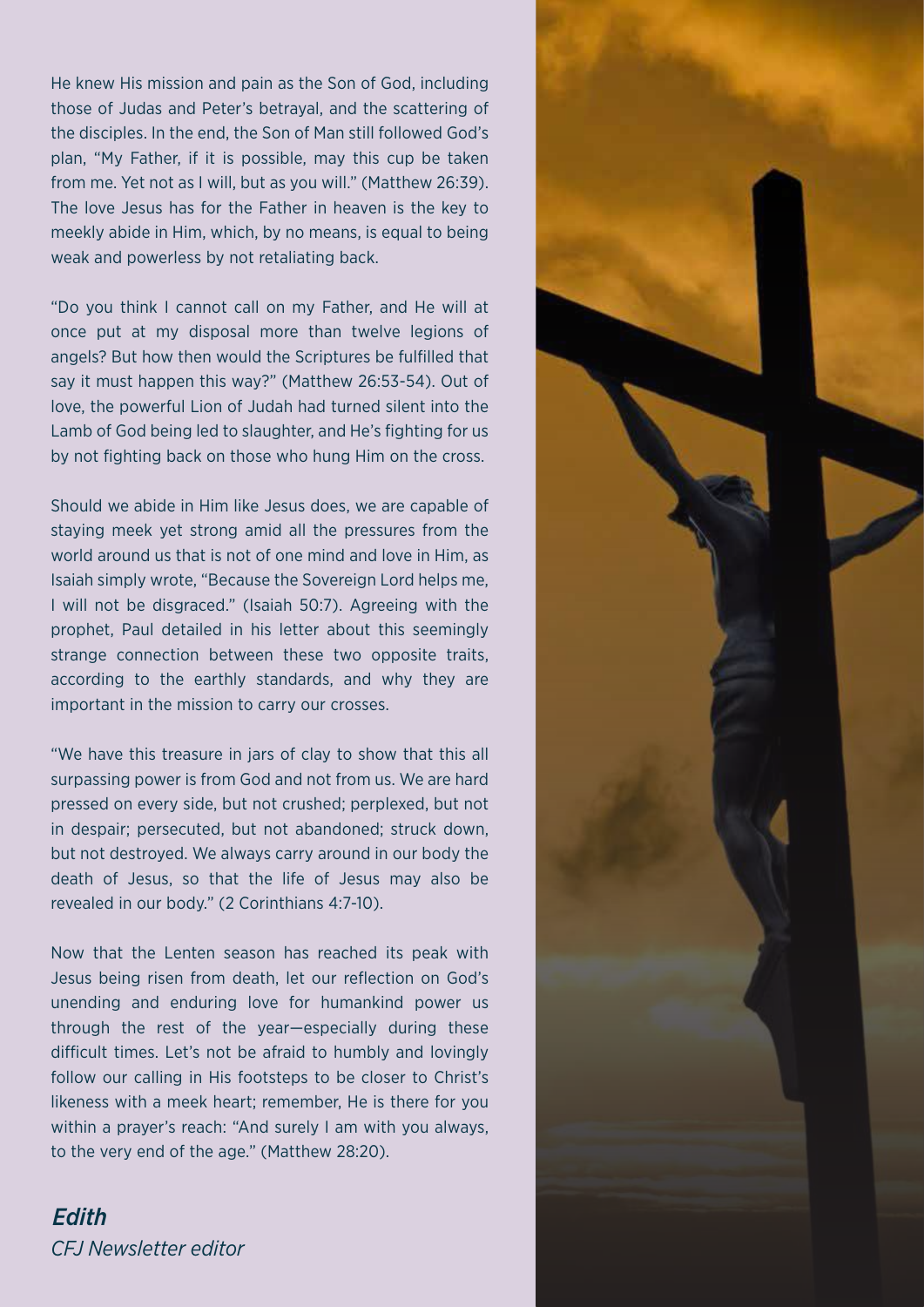He knew His mission and pain as the Son of God, including those of Judas and Peter's betrayal, and the scattering of the disciples. In the end, the Son of Man still followed God's plan, "My Father, if it is possible, may this cup be taken from me. Yet not as I will, but as you will." (Matthew 26:39). The love Jesus has for the Father in heaven is the key to meekly abide in Him, which, by no means, is equal to being weak and powerless by not retaliating back.

"Do you think I cannot call on my Father, and He will at once put at my disposal more than twelve legions of angels? But how then would the Scriptures be fulfilled that say it must happen this way?" (Matthew 26:53-54). Out of love, the powerful Lion of Judah had turned silent into the Lamb of God being led to slaughter, and He's fighting for us by not fighting back on those who hung Him on the cross.

Should we abide in Him like Jesus does, we are capable of staying meek yet strong amid all the pressures from the world around us that is not of one mind and love in Him, as Isaiah simply wrote, "Because the Sovereign Lord helps me, I will not be disgraced." (Isaiah 50:7). Agreeing with the prophet, Paul detailed in his letter about this seemingly strange connection between these two opposite traits, according to the earthly standards, and why they are important in the mission to carry our crosses.

"We have this treasure in jars of clay to show that this all surpassing power is from God and not from us. We are hard pressed on every side, but not crushed; perplexed, but not in despair; persecuted, but not abandoned; struck down, but not destroyed. We always carry around in our body the death of Jesus, so that the life of Jesus may also be revealed in our body." (2 Corinthians 4:7-10).

Now that the Lenten season has reached its peak with Jesus being risen from death, let our reflection on God's unending and enduring love for humankind power us through the rest of the year—especially during these difficult times. Let's not be afraid to humbly and lovingly follow our calling in His footsteps to be closer to Christ's likeness with a meek heart; remember, He is there for you within a prayer's reach: "And surely I am with you always, to the very end of the age." (Matthew 28:20).

***Edith***
*CFJ Newsletter editor*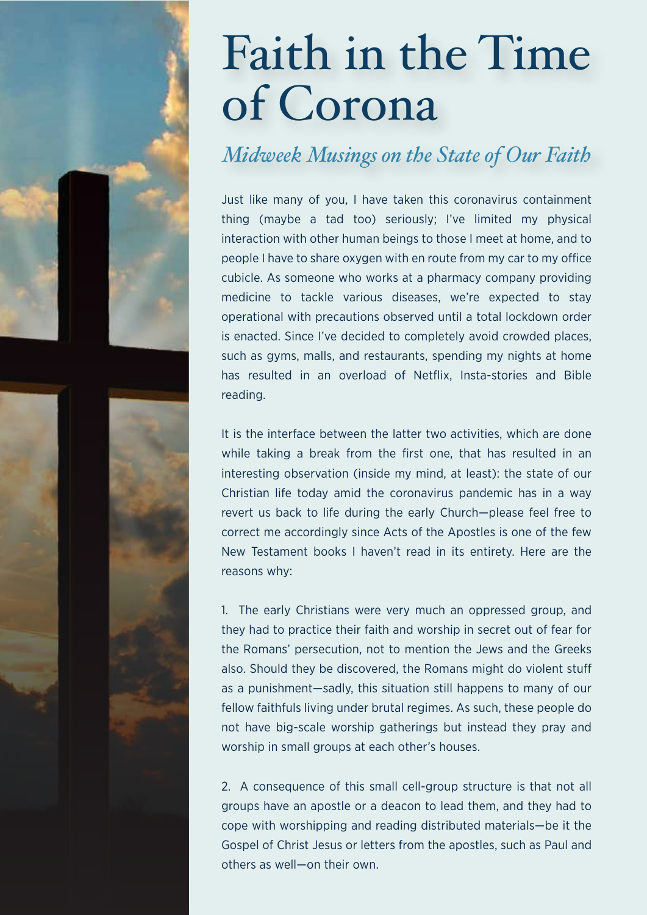# Faith in the Time of Corona

## *Midweek Musings on the State of Our Faith*

Just like many of you, I have taken this coronavirus containment thing (maybe a tad too) seriously; I've limited my physical interaction with other human beings to those I meet at home, and to people I have to share oxygen with en route from my car to my office cubicle. As someone who works at a pharmacy company providing medicine to tackle various diseases, we're expected to stay operational with precautions observed until a total lockdown order is enacted. Since I've decided to completely avoid crowded places, such as gyms, malls, and restaurants, spending my nights at home has resulted in an overload of Netflix, Insta-stories and Bible reading.

It is the interface between the latter two activities, which are done while taking a break from the first one, that has resulted in an interesting observation (inside my mind, at least): the state of our Christian life today amid the coronavirus pandemic has in a way revert us back to life during the early Church—please feel free to correct me accordingly since Acts of the Apostles is one of the few New Testament books I haven't read in its entirety. Here are the reasons why:

1. The early Christians were very much an oppressed group, and they had to practice their faith and worship in secret out of fear for the Romans' persecution, not to mention the Jews and the Greeks also. Should they be discovered, the Romans might do violent stuff as a punishment—sadly, this situation still happens to many of our fellow faithfuls living under brutal regimes. As such, these people do not have big-scale worship gatherings but instead they pray and worship in small groups at each other's houses.

2. A consequence of this small cell-group structure is that not all groups have an apostle or a deacon to lead them, and they had to cope with worshipping and reading distributed materials—be it the Gospel of Christ Jesus or letters from the apostles, such as Paul and others as well—on their own.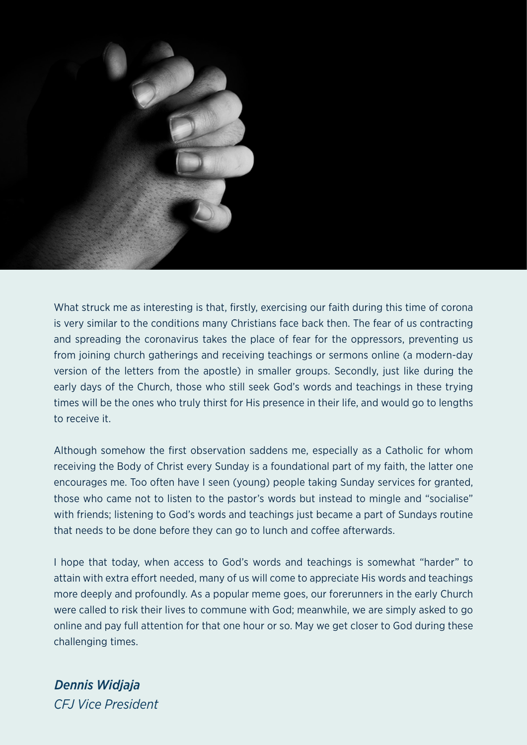What struck me as interesting is that, firstly, exercising our faith during this time of corona is very similar to the conditions many Christians face back then. The fear of us contracting and spreading the coronavirus takes the place of fear for the oppressors, preventing us from joining church gatherings and receiving teachings or sermons online (a modern-day version of the letters from the apostle) in smaller groups. Secondly, just like during the early days of the Church, those who still seek God's words and teachings in these trying times will be the ones who truly thirst for His presence in their life, and would go to lengths to receive it.

Although somehow the first observation saddens me, especially as a Catholic for whom receiving the Body of Christ every Sunday is a foundational part of my faith, the latter one encourages me. Too often have I seen (young) people taking Sunday services for granted, those who came not to listen to the pastor's words but instead to mingle and "socialise" with friends; listening to God's words and teachings just became a part of Sundays routine that needs to be done before they can go to lunch and coffee afterwards.

I hope that today, when access to God's words and teachings is somewhat "harder" to attain with extra effort needed, many of us will come to appreciate His words and teachings more deeply and profoundly. As a popular meme goes, our forerunners in the early Church were called to risk their lives to commune with God; meanwhile, we are simply asked to go online and pay full attention for that one hour or so. May we get closer to God during these challenging times.

***Dennis Widjaja***
*CFJ Vice President*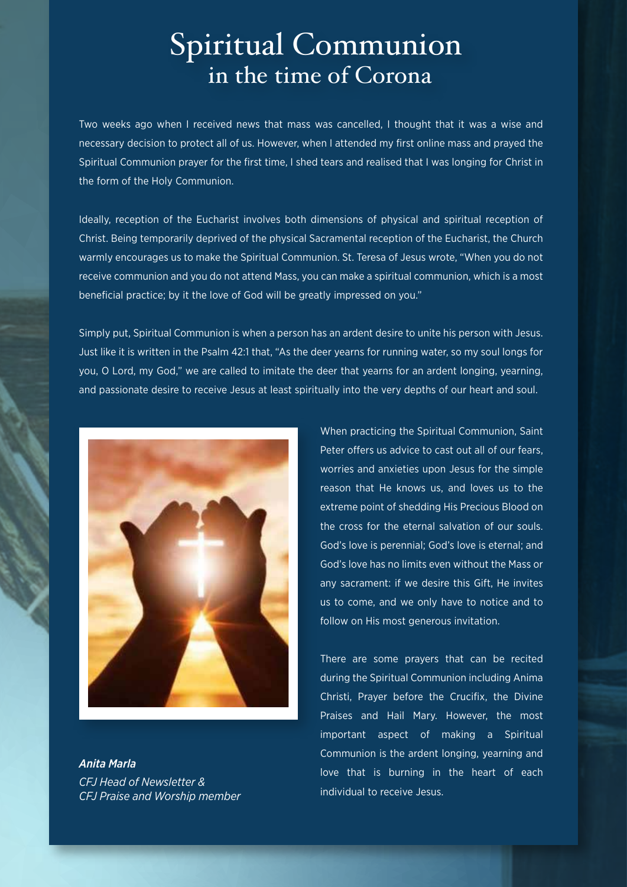# Spiritual Communion
## in the time of Corona

Two weeks ago when I received news that mass was cancelled, I thought that it was a wise and necessary decision to protect all of us. However, when I attended my first online mass and prayed the Spiritual Communion prayer for the first time, I shed tears and realised that I was longing for Christ in the form of the Holy Communion.

Ideally, reception of the Eucharist involves both dimensions of physical and spiritual reception of Christ. Being temporarily deprived of the physical Sacramental reception of the Eucharist, the Church warmly encourages us to make the Spiritual Communion. St. Teresa of Jesus wrote, "When you do not receive communion and you do not attend Mass, you can make a spiritual communion, which is a most beneficial practice; by it the love of God will be greatly impressed on you."

Simply put, Spiritual Communion is when a person has an ardent desire to unite his person with Jesus. Just like it is written in the Psalm 42:1 that, "As the deer yearns for running water, so my soul longs for you, O Lord, my God," we are called to imitate the deer that yearns for an ardent longing, yearning, and passionate desire to receive Jesus at least spiritually into the very depths of our heart and soul.

When practicing the Spiritual Communion, Saint Peter offers us advice to cast out all of our fears, worries and anxieties upon Jesus for the simple reason that He knows us, and loves us to the extreme point of shedding His Precious Blood on the cross for the eternal salvation of our souls. God's love is perennial; God's love is eternal; and God's love has no limits even without the Mass or any sacrament: if we desire this Gift, He invites us to come, and we only have to notice and to follow on His most generous invitation.

There are some prayers that can be recited during the Spiritual Communion including Anima Christi, Prayer before the Crucifix, the Divine Praises and Hail Mary. However, the most important aspect of making a Spiritual Communion is the ardent longing, yearning and love that is burning in the heart of each individual to receive Jesus.

***Anita Marla***
*CFJ Head of Newsletter &*
*CFJ Praise and Worship member*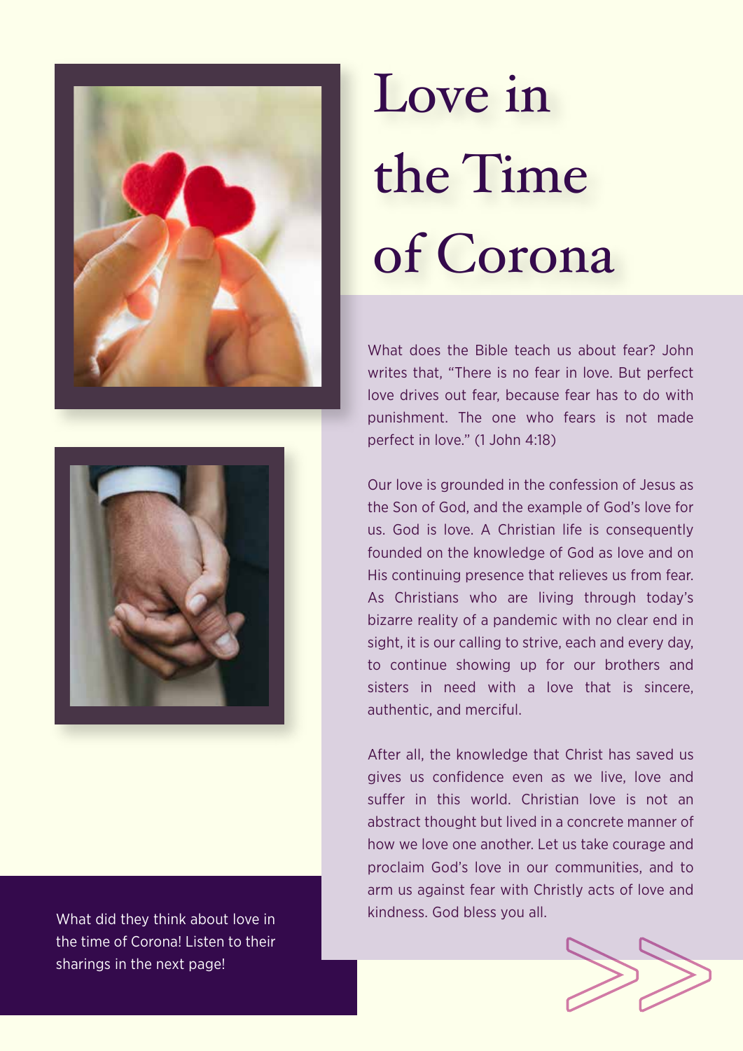# Love in the Time of Corona

What does the Bible teach us about fear? John writes that, "There is no fear in love. But perfect love drives out fear, because fear has to do with punishment. The one who fears is not made perfect in love." (1 John 4:18)

Our love is grounded in the confession of Jesus as the Son of God, and the example of God's love for us. God is love. A Christian life is consequently founded on the knowledge of God as love and on His continuing presence that relieves us from fear. As Christians who are living through today's bizarre reality of a pandemic with no clear end in sight, it is our calling to strive, each and every day, to continue showing up for our brothers and sisters in need with a love that is sincere, authentic, and merciful.

After all, the knowledge that Christ has saved us gives us confidence even as we live, love and suffer in this world. Christian love is not an abstract thought but lived in a concrete manner of how we love one another. Let us take courage and proclaim God's love in our communities, and to arm us against fear with Christly acts of love and kindness. God bless you all.

What did they think about love in the time of Corona! Listen to their sharings in the next page!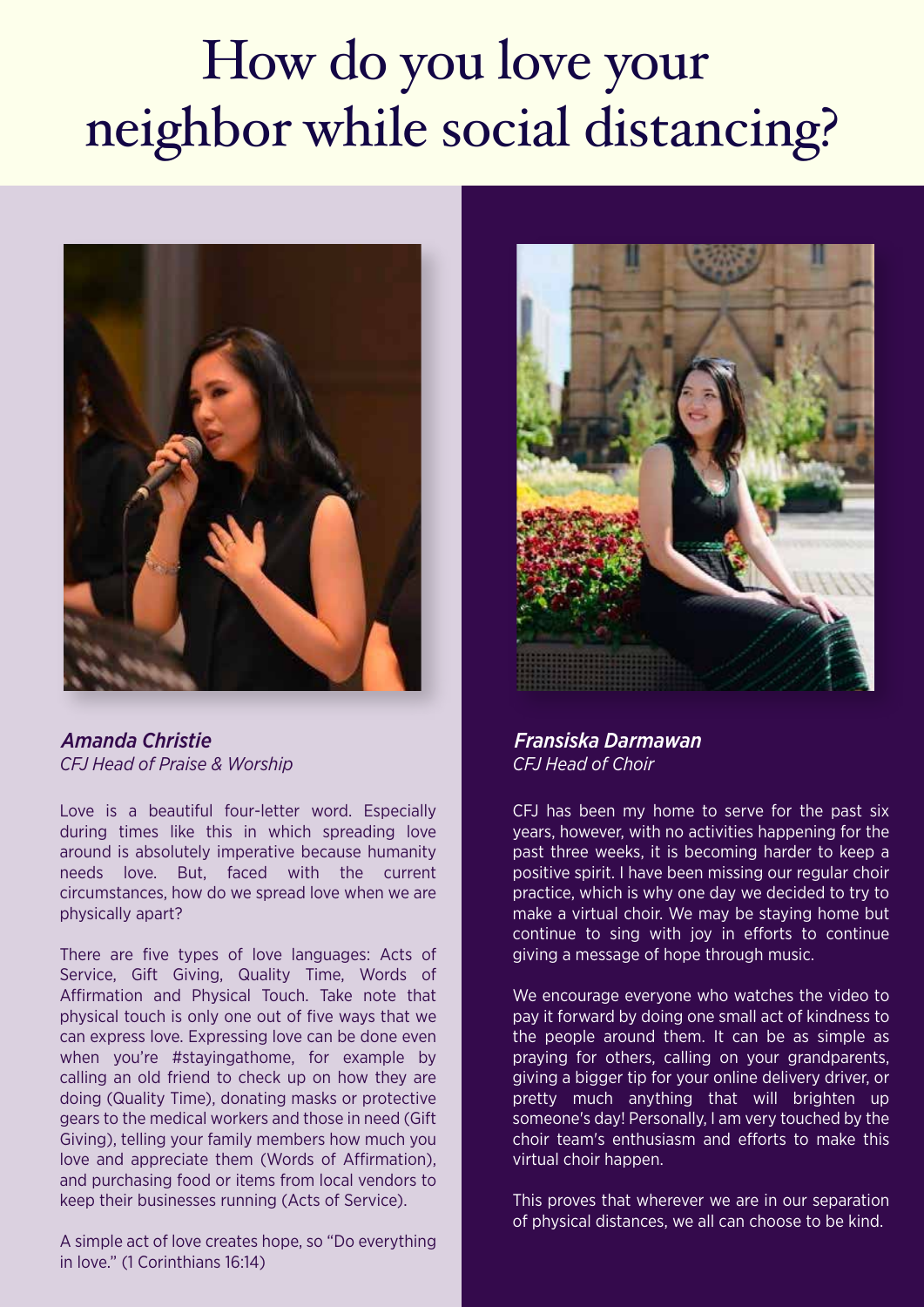# How do you love your neighbor while social distancing?

***Amanda Christie***
*CFJ Head of Praise & Worship*

Love is a beautiful four-letter word. Especially during times like this in which spreading love around is absolutely imperative because humanity needs love. But, faced with the current circumstances, how do we spread love when we are physically apart?

There are five types of love languages: Acts of Service, Gift Giving, Quality Time, Words of Affirmation and Physical Touch. Take note that physical touch is only one out of five ways that we can express love. Expressing love can be done even when you're #stayingathome, for example by calling an old friend to check up on how they are doing (Quality Time), donating masks or protective gears to the medical workers and those in need (Gift Giving), telling your family members how much you love and appreciate them (Words of Affirmation), and purchasing food or items from local vendors to keep their businesses running (Acts of Service).

A simple act of love creates hope, so "Do everything in love." (1 Corinthians 16:14)

***Fransiska Darmawan***
*CFJ Head of Choir*

CFJ has been my home to serve for the past six years, however, with no activities happening for the past three weeks, it is becoming harder to keep a positive spirit. I have been missing our regular choir practice, which is why one day we decided to try to make a virtual choir. We may be staying home but continue to sing with joy in efforts to continue giving a message of hope through music.

We encourage everyone who watches the video to pay it forward by doing one small act of kindness to the people around them. It can be as simple as praying for others, calling on your grandparents, giving a bigger tip for your online delivery driver, or pretty much anything that will brighten up someone's day! Personally, I am very touched by the choir team's enthusiasm and efforts to make this virtual choir happen.

This proves that wherever we are in our separation of physical distances, we all can choose to be kind.